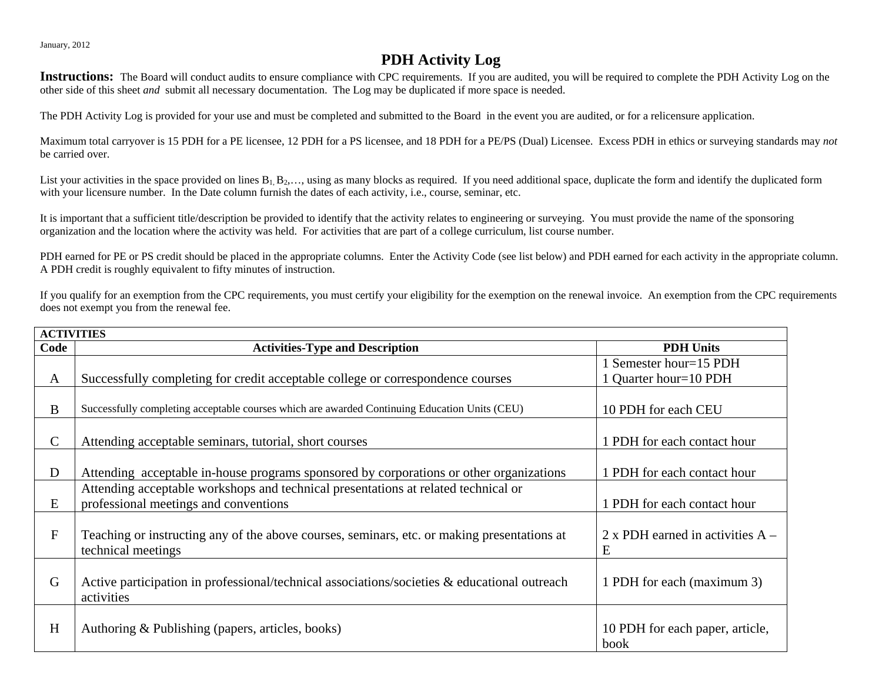January, 2012

# PDH Activity Log

**Instructions:** The Board will conduct audits to ensure compliance with CPC requirements. If you are audited, you will be required to complete the PDH Activity Log on the other side of this sheet *and* submit all necessary documentation. The Log may be duplicated if more space is needed.

The PDH Activity Log is provided for your use and must be completed and submitted to the Board in the event you are audited, or for a relicensure application.

Maximum total carryover is 15 PDH for a PE licensee, 12 PDH for a PS licensee, and 18 PDH for a PE/PS (Dual) Licensee. Excess PDH in ethics or surveying standards may *not* be carried over.

List your activities in the space provided on lines $B_1$, $B_2$,…, using as many blocks as required. If you need additional space, duplicate the form and identify the duplicated form with your licensure number. In the Date column furnish the dates of each activity, i.e., course, seminar, etc.

It is important that a sufficient title/description be provided to identify that the activity relates to engineering or surveying. You must provide the name of the sponsoring organization and the location where the activity was held. For activities that are part of a college curriculum, list course number.

PDH earned for PE or PS credit should be placed in the appropriate columns. Enter the Activity Code (see list below) and PDH earned for each activity in the appropriate column. A PDH credit is roughly equivalent to fifty minutes of instruction.

If you qualify for an exemption from the CPC requirements, you must certify your eligibility for the exemption on the renewal invoice. An exemption from the CPC requirements does not exempt you from the renewal fee.

| **ACTIVITIES** | | |
|---|---|---|
| **Code** | **Activities-Type and Description** | **PDH Units** |
| A | Successfully completing for credit acceptable college or correspondence courses | 1 Semester hour=15 PDH<br>1 Quarter hour=10 PDH |
| B | Successfully completing acceptable courses which are awarded Continuing Education Units (CEU) | 10 PDH for each CEU |
| C | Attending acceptable seminars, tutorial, short courses | 1 PDH for each contact hour |
| D | Attending acceptable in-house programs sponsored by corporations or other organizations | 1 PDH for each contact hour |
| E | Attending acceptable workshops and technical presentations at related technical or professional meetings and conventions | 1 PDH for each contact hour |
| F | Teaching or instructing any of the above courses, seminars, etc. or making presentations at technical meetings | 2 x PDH earned in activities A – E |
| G | Active participation in professional/technical associations/societies & educational outreach activities | 1 PDH for each (maximum 3) |
| H | Authoring & Publishing (papers, articles, books) | 10 PDH for each paper, article, book |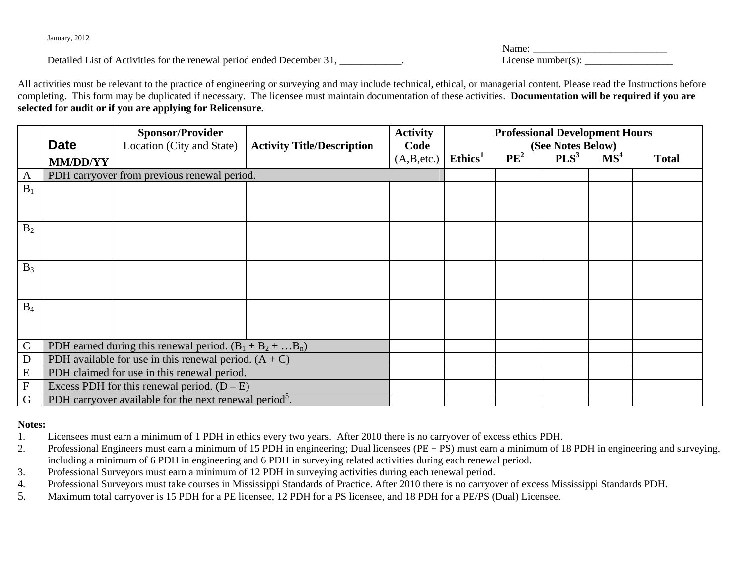January, 2012

Name: ___________________________

Detailed List of Activities for the renewal period ended December 31, ____________.

License number(s): _________________

All activities must be relevant to the practice of engineering or surveying and may include technical, ethical, or managerial content. Please read the Instructions before completing. This form may be duplicated if necessary. The licensee must maintain documentation of these activities. **Documentation will be required if you are selected for audit or if you are applying for Relicensure.**

| | **Date** MM/DD/YY | **Sponsor/Provider** Location (City and State) | **Activity Title/Description** | **Activity Code** (A,B,etc.) | **Professional Development Hours (See Notes Below)** | | | | |
|---|---|---|---|---|---|---|---|---|---|
| | | | | | **Ethics**[1] | **PE**[2] | **PLS**[3] | **MS**[4] | **Total** |
| A | PDH carryover from previous renewal period. | | | | | | | | |
| $B_1$ | | | | | | | | | |
| $B_2$ | | | | | | | | | |
| $B_3$ | | | | | | | | | |
| $B_4$ | | | | | | | | | |
| C | PDH earned during this renewal period. ($B_1 + B_2 + \ldots B_n$) | | | | | | | | |
| D | PDH available for use in this renewal period. (A + C) | | | | | | | | |
| E | PDH claimed for use in this renewal period. | | | | | | | | |
| F | Excess PDH for this renewal period. (D – E) | | | | | | | | |
| G | PDH carryover available for the next renewal period[5]. | | | | | | | | |

**Notes:**

1. Licensees must earn a minimum of 1 PDH in ethics every two years. After 2010 there is no carryover of excess ethics PDH.
2. Professional Engineers must earn a minimum of 15 PDH in engineering; Dual licensees (PE + PS) must earn a minimum of 18 PDH in engineering and surveying, including a minimum of 6 PDH in engineering and 6 PDH in surveying related activities during each renewal period.
3. Professional Surveyors must earn a minimum of 12 PDH in surveying activities during each renewal period.
4. Professional Surveyors must take courses in Mississippi Standards of Practice. After 2010 there is no carryover of excess Mississippi Standards PDH.
5. Maximum total carryover is 15 PDH for a PE licensee, 12 PDH for a PS licensee, and 18 PDH for a PE/PS (Dual) Licensee.